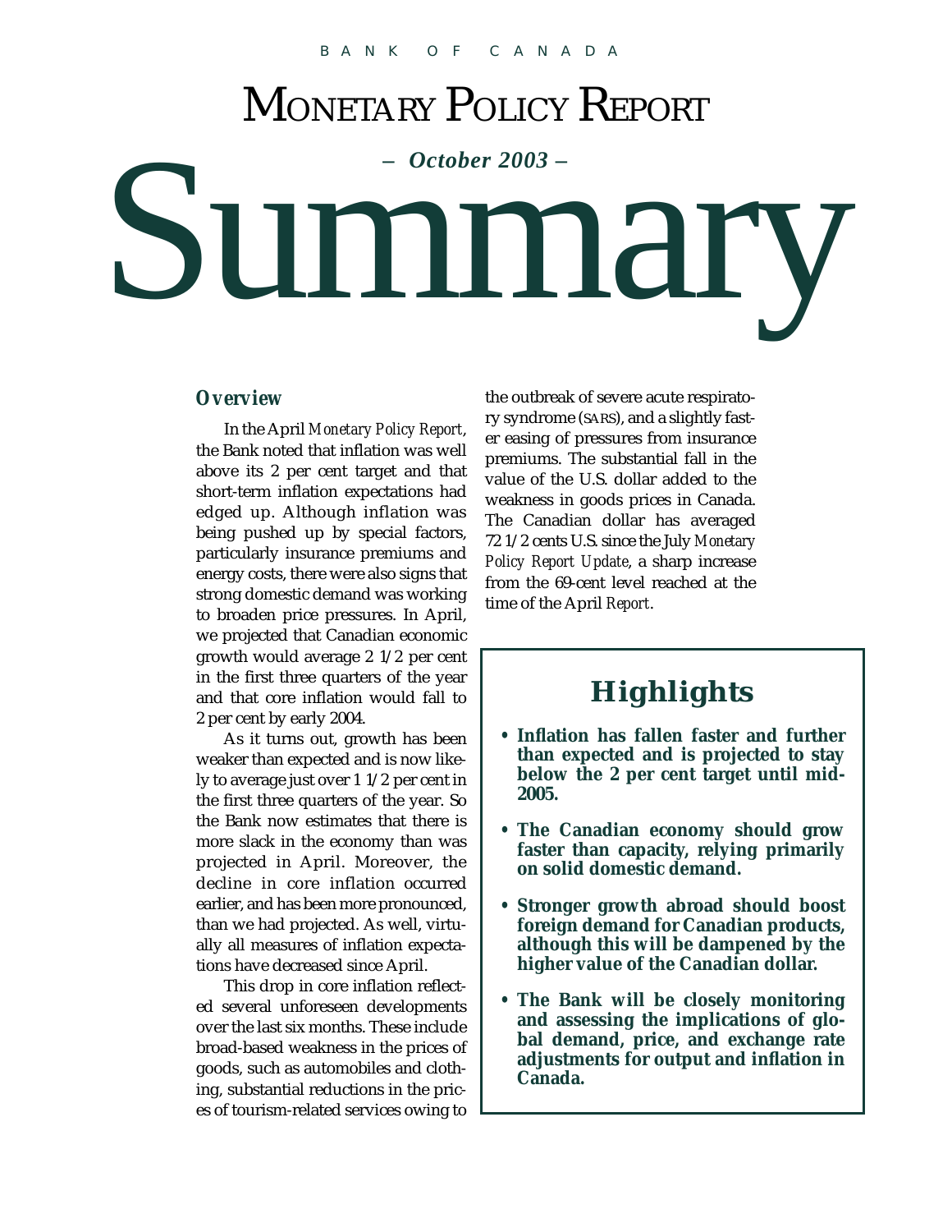BANK OF CANADA

# Monetary Policy Report

*– October 2003 –*

# Summary

## Overview

In the April *Monetary Policy Report*, the Bank noted that inflation was well above its 2 per cent target and that short-term inflation expectations had edged up. Although inflation was being pushed up by special factors, particularly insurance premiums and energy costs, there were also signs that strong domestic demand was working to broaden price pressures. In April, we projected that Canadian economic growth would average 2 1/2 per cent in the first three quarters of the year and that core inflation would fall to 2 per cent by early 2004.

As it turns out, growth has been weaker than expected and is now likely to average just over 1 1/2 per cent in the first three quarters of the year. So the Bank now estimates that there is more slack in the economy than was projected in April. Moreover, the decline in core inflation occurred earlier, and has been more pronounced, than we had projected. As well, virtually all measures of inflation expectations have decreased since April.

This drop in core inflation reflected several unforeseen developments over the last six months. These include broad-based weakness in the prices of goods, such as automobiles and clothing, substantial reductions in the prices of tourism-related services owing to the outbreak of severe acute respiratory syndrome (SARS), and a slightly faster easing of pressures from insurance premiums. The substantial fall in the value of the U.S. dollar added to the weakness in goods prices in Canada. The Canadian dollar has averaged 72 1/2 cents U.S. since the July *Monetary Policy Report Update*, a sharp increase from the 69-cent level reached at the time of the April *Report*.

## Highlights

- **Inflation has fallen faster and further than expected and is projected to stay below the 2 per cent target until mid-2005.**
- **The Canadian economy should grow faster than capacity, relying primarily on solid domestic demand.**
- **Stronger growth abroad should boost foreign demand for Canadian products, although this will be dampened by the higher value of the Canadian dollar.**
- **The Bank will be closely monitoring and assessing the implications of global demand, price, and exchange rate adjustments for output and inflation in Canada.**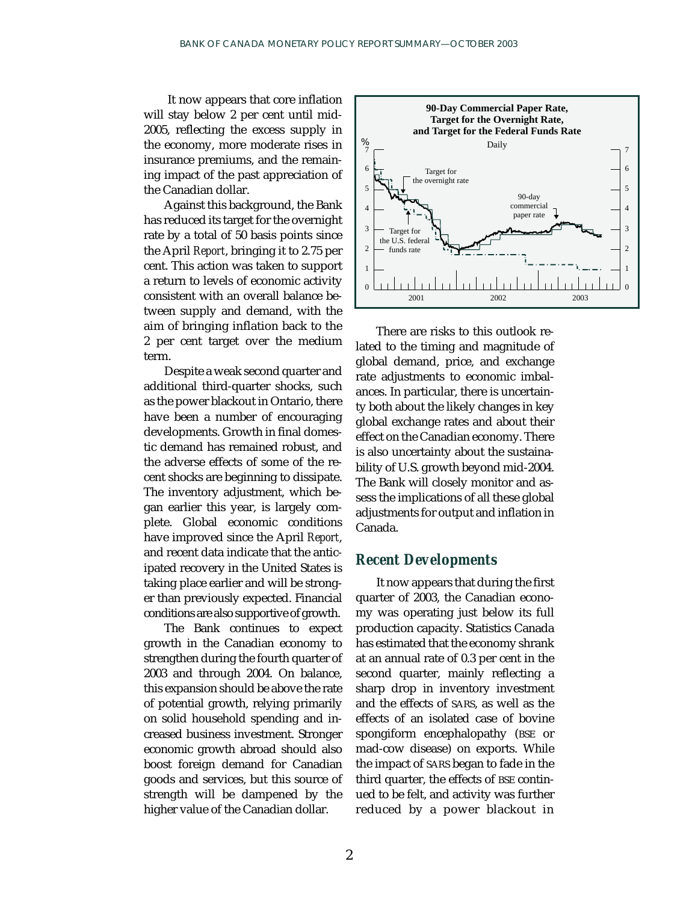It now appears that core inflation will stay below 2 per cent until mid-2005, reflecting the excess supply in the economy, more moderate rises in insurance premiums, and the remaining impact of the past appreciation of the Canadian dollar.

Against this background, the Bank has reduced its target for the overnight rate by a total of 50 basis points since the April *Report*, bringing it to 2.75 per cent. This action was taken to support a return to levels of economic activity consistent with an overall balance between supply and demand, with the aim of bringing inflation back to the 2 per cent target over the medium term.

Despite a weak second quarter and additional third-quarter shocks, such as the power blackout in Ontario, there have been a number of encouraging developments. Growth in final domestic demand has remained robust, and the adverse effects of some of the recent shocks are beginning to dissipate. The inventory adjustment, which began earlier this year, is largely complete. Global economic conditions have improved since the April *Report*, and recent data indicate that the anticipated recovery in the United States is taking place earlier and will be stronger than previously expected. Financial conditions are also supportive of growth.

The Bank continues to expect growth in the Canadian economy to strengthen during the fourth quarter of 2003 and through 2004. On balance, this expansion should be above the rate of potential growth, relying primarily on solid household spending and increased business investment. Stronger economic growth abroad should also boost foreign demand for Canadian goods and services, but this source of strength will be dampened by the higher value of the Canadian dollar.

**90-Day Commercial Paper Rate, Target for the Overnight Rate, and Target for the Federal Funds Rate**

Daily

There are risks to this outlook related to the timing and magnitude of global demand, price, and exchange rate adjustments to economic imbalances. In particular, there is uncertainty both about the likely changes in key global exchange rates and about their effect on the Canadian economy. There is also uncertainty about the sustainability of U.S. growth beyond mid-2004. The Bank will closely monitor and assess the implications of all these global adjustments for output and inflation in Canada.

## Recent Developments

It now appears that during the first quarter of 2003, the Canadian economy was operating just below its full production capacity. Statistics Canada has estimated that the economy shrank at an annual rate of 0.3 per cent in the second quarter, mainly reflecting a sharp drop in inventory investment and the effects of SARS, as well as the effects of an isolated case of bovine spongiform encephalopathy (BSE or mad-cow disease) on exports. While the impact of SARS began to fade in the third quarter, the effects of BSE continued to be felt, and activity was further reduced by a power blackout in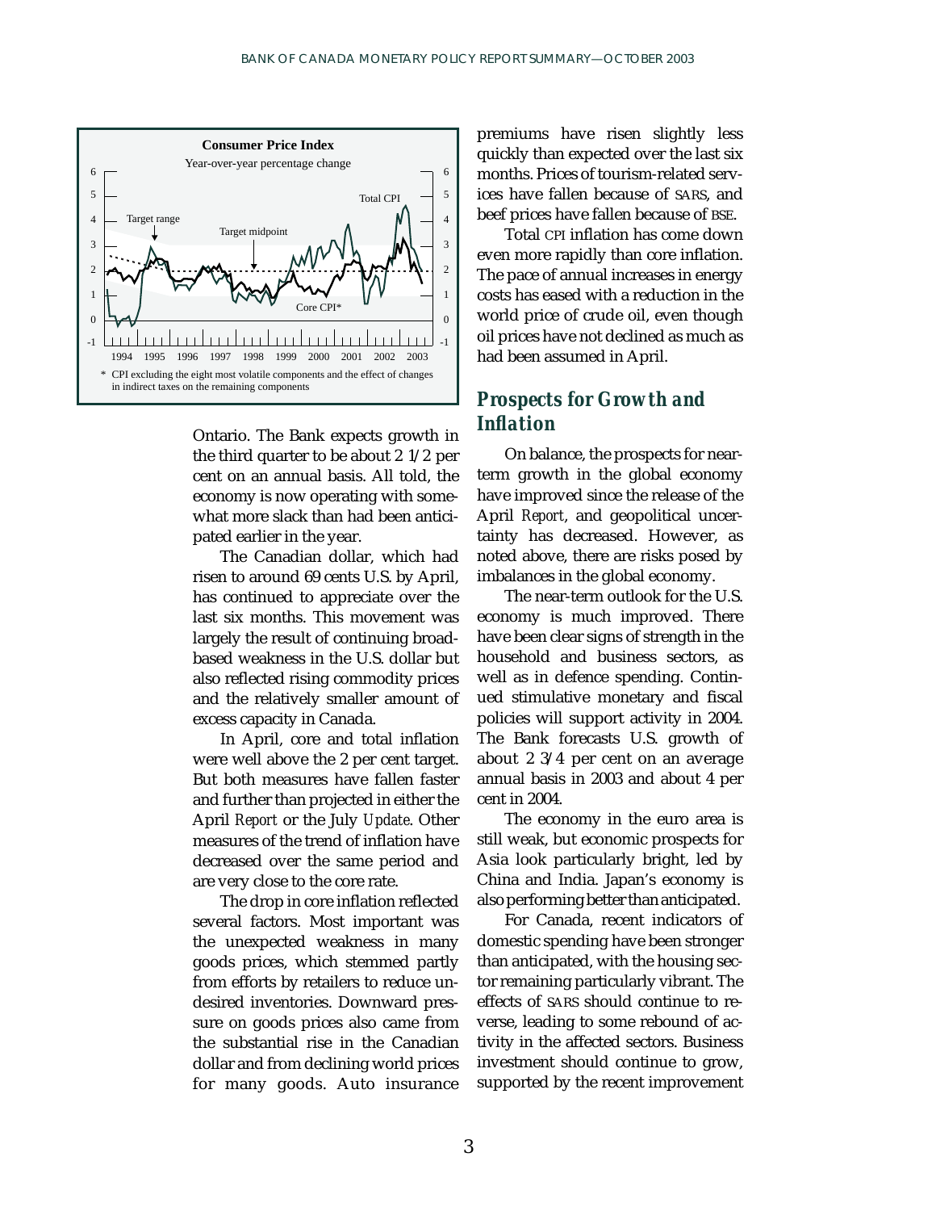**Consumer Price Index**

Year-over-year percentage change

\* CPI excluding the eight most volatile components and the effect of changes in indirect taxes on the remaining components

Ontario. The Bank expects growth in the third quarter to be about 2 1/2 per cent on an annual basis. All told, the economy is now operating with somewhat more slack than had been anticipated earlier in the year.

The Canadian dollar, which had risen to around 69 cents U.S. by April, has continued to appreciate over the last six months. This movement was largely the result of continuing broad-based weakness in the U.S. dollar but also reflected rising commodity prices and the relatively smaller amount of excess capacity in Canada.

In April, core and total inflation were well above the 2 per cent target. But both measures have fallen faster and further than projected in either the April *Report* or the July *Update*. Other measures of the trend of inflation have decreased over the same period and are very close to the core rate.

The drop in core inflation reflected several factors. Most important was the unexpected weakness in many goods prices, which stemmed partly from efforts by retailers to reduce undesired inventories. Downward pressure on goods prices also came from the substantial rise in the Canadian dollar and from declining world prices for many goods. Auto insurance premiums have risen slightly less quickly than expected over the last six months. Prices of tourism-related services have fallen because of SARS, and beef prices have fallen because of BSE.

Total CPI inflation has come down even more rapidly than core inflation. The pace of annual increases in energy costs has eased with a reduction in the world price of crude oil, even though oil prices have not declined as much as had been assumed in April.

## Prospects for Growth and Inflation

On balance, the prospects for near-term growth in the global economy have improved since the release of the April *Report*, and geopolitical uncertainty has decreased. However, as noted above, there are risks posed by imbalances in the global economy.

The near-term outlook for the U.S. economy is much improved. There have been clear signs of strength in the household and business sectors, as well as in defence spending. Continued stimulative monetary and fiscal policies will support activity in 2004. The Bank forecasts U.S. growth of about 2 3/4 per cent on an average annual basis in 2003 and about 4 per cent in 2004.

The economy in the euro area is still weak, but economic prospects for Asia look particularly bright, led by China and India. Japan's economy is also performing better than anticipated.

For Canada, recent indicators of domestic spending have been stronger than anticipated, with the housing sector remaining particularly vibrant. The effects of SARS should continue to reverse, leading to some rebound of activity in the affected sectors. Business investment should continue to grow, supported by the recent improvement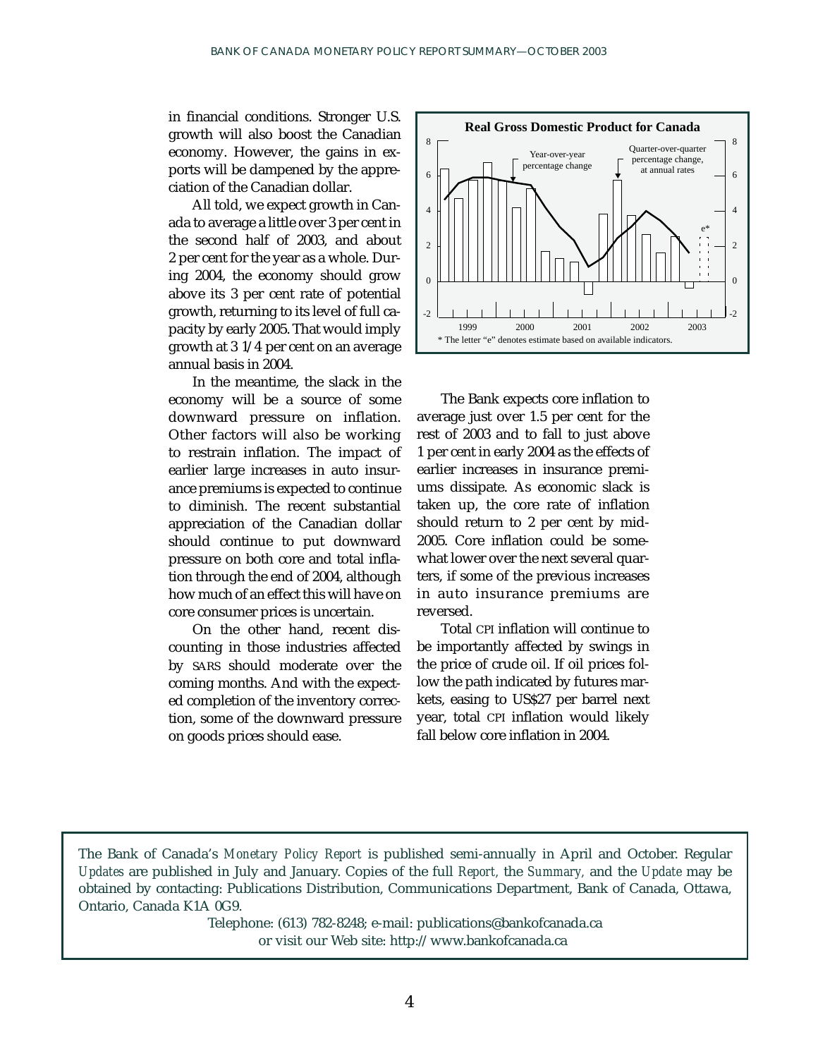in financial conditions. Stronger U.S. growth will also boost the Canadian economy. However, the gains in exports will be dampened by the appreciation of the Canadian dollar.

All told, we expect growth in Canada to average a little over 3 per cent in the second half of 2003, and about 2 per cent for the year as a whole. During 2004, the economy should grow above its 3 per cent rate of potential growth, returning to its level of full capacity by early 2005. That would imply growth at 3 1/4 per cent on an average annual basis in 2004.

In the meantime, the slack in the economy will be a source of some downward pressure on inflation. Other factors will also be working to restrain inflation. The impact of earlier large increases in auto insurance premiums is expected to continue to diminish. The recent substantial appreciation of the Canadian dollar should continue to put downward pressure on both core and total inflation through the end of 2004, although how much of an effect this will have on core consumer prices is uncertain.

On the other hand, recent discounting in those industries affected by SARS should moderate over the coming months. And with the expected completion of the inventory correction, some of the downward pressure on goods prices should ease.

**Real Gross Domestic Product for Canada**

Year-over-year percentage change

Quarter-over-quarter percentage change, at annual rates

e*

8
6
4
2
0
-2

1999 2000 2001 2002 2003

\* The letter "e" denotes estimate based on available indicators.

The Bank expects core inflation to average just over 1.5 per cent for the rest of 2003 and to fall to just above 1 per cent in early 2004 as the effects of earlier increases in insurance premiums dissipate. As economic slack is taken up, the core rate of inflation should return to 2 per cent by mid-2005. Core inflation could be somewhat lower over the next several quarters, if some of the previous increases in auto insurance premiums are reversed.

Total CPI inflation will continue to be importantly affected by swings in the price of crude oil. If oil prices follow the path indicated by futures markets, easing to US$27 per barrel next year, total CPI inflation would likely fall below core inflation in 2004.

The Bank of Canada's *Monetary Policy Report* is published semi-annually in April and October. Regular *Updates* are published in July and January. Copies of the full *Report*, the *Summary*, and the *Update* may be obtained by contacting: Publications Distribution, Communications Department, Bank of Canada, Ottawa, Ontario, Canada K1A 0G9.

Telephone: (613) 782-8248; e-mail: publications@bankofcanada.ca
or visit our Web site: http://www.bankofcanada.ca